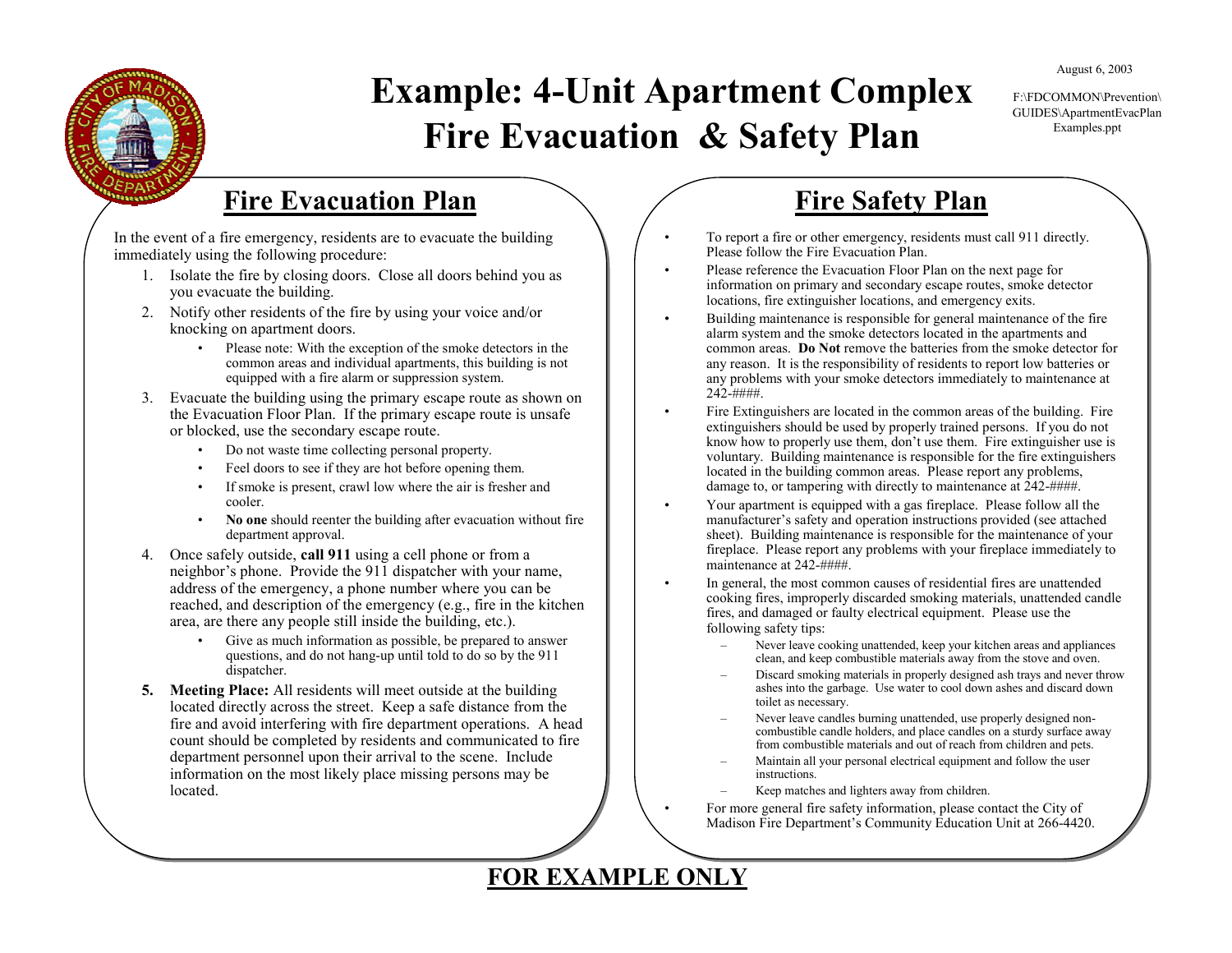August 6, 2003

F:\FDCOMMON\Prevention\GUIDES\ApartmentEvacPlan Examples.ppt

# Example: 4-Unit Apartment Complex Fire Evacuation & Safety Plan

## Fire Evacuation Plan

In the event of a fire emergency, residents are to evacuate the building immediately using the following procedure:

1. Isolate the fire by closing doors. Close all doors behind you as you evacuate the building.
2. Notify other residents of the fire by using your voice and/or knocking on apartment doors.
   - Please note: With the exception of the smoke detectors in the common areas and individual apartments, this building is not equipped with a fire alarm or suppression system.
3. Evacuate the building using the primary escape route as shown on the Evacuation Floor Plan. If the primary escape route is unsafe or blocked, use the secondary escape route.
   - Do not waste time collecting personal property.
   - Feel doors to see if they are hot before opening them.
   - If smoke is present, crawl low where the air is fresher and cooler.
   - **No one** should reenter the building after evacuation without fire department approval.
4. Once safely outside, **call 911** using a cell phone or from a neighbor's phone. Provide the 911 dispatcher with your name, address of the emergency, a phone number where you can be reached, and description of the emergency (e.g., fire in the kitchen area, are there any people still inside the building, etc.).
   - Give as much information as possible, be prepared to answer questions, and do not hang-up until told to do so by the 911 dispatcher.
5. **Meeting Place:** All residents will meet outside at the building located directly across the street. Keep a safe distance from the fire and avoid interfering with fire department operations. A head count should be completed by residents and communicated to fire department personnel upon their arrival to the scene. Include information on the most likely place missing persons may be located.

## Fire Safety Plan

- To report a fire or other emergency, residents must call 911 directly. Please follow the Fire Evacuation Plan.
- Please reference the Evacuation Floor Plan on the next page for information on primary and secondary escape routes, smoke detector locations, fire extinguisher locations, and emergency exits.
- Building maintenance is responsible for general maintenance of the fire alarm system and the smoke detectors located in the apartments and common areas. **Do Not** remove the batteries from the smoke detector for any reason. It is the responsibility of residents to report low batteries or any problems with your smoke detectors immediately to maintenance at 242-####.
- Fire Extinguishers are located in the common areas of the building. Fire extinguishers should be used by properly trained persons. If you do not know how to properly use them, don't use them. Fire extinguisher use is voluntary. Building maintenance is responsible for the fire extinguishers located in the building common areas. Please report any problems, damage to, or tampering with directly to maintenance at 242-####.
- Your apartment is equipped with a gas fireplace. Please follow all the manufacturer's safety and operation instructions provided (see attached sheet). Building maintenance is responsible for the maintenance of your fireplace. Please report any problems with your fireplace immediately to maintenance at 242-####.
- In general, the most common causes of residential fires are unattended cooking fires, improperly discarded smoking materials, unattended candle fires, and damaged or faulty electrical equipment. Please use the following safety tips:
  - Never leave cooking unattended, keep your kitchen areas and appliances clean, and keep combustible materials away from the stove and oven.
  - Discard smoking materials in properly designed ash trays and never throw ashes into the garbage. Use water to cool down ashes and discard down toilet as necessary.
  - Never leave candles burning unattended, use properly designed non-combustible candle holders, and place candles on a sturdy surface away from combustible materials and out of reach from children and pets.
  - Maintain all your personal electrical equipment and follow the user instructions.
  - Keep matches and lighters away from children.
- For more general fire safety information, please contact the City of Madison Fire Department's Community Education Unit at 266-4420.

**FOR EXAMPLE ONLY**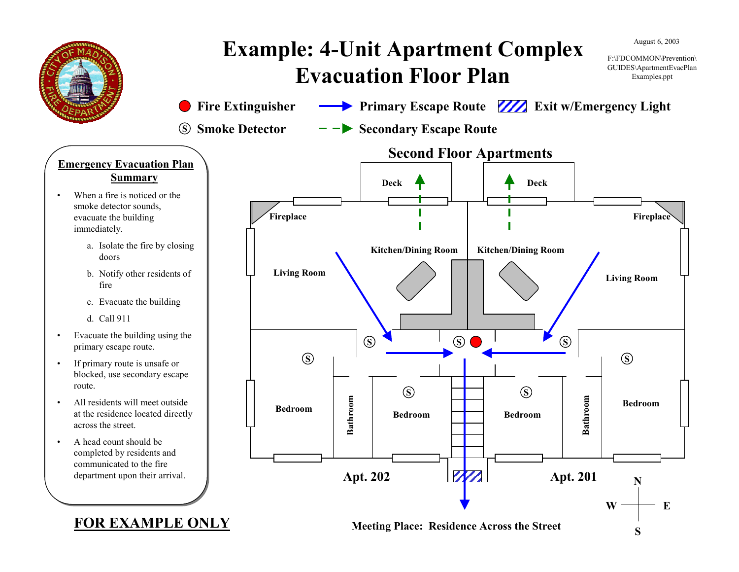# Example: 4-Unit Apartment Complex Evacuation Floor Plan

August 6, 2003

F:\FDCOMMON\Prevention\GUIDES\ApartmentEvacPlanExamples.ppt

Fire Extinguisher | Primary Escape Route | Exit w/Emergency Light

Smoke Detector | Secondary Escape Route

## Emergency Evacuation Plan Summary

- When a fire is noticed or the smoke detector sounds, evacuate the building immediately.
  a. Isolate the fire by closing doors
  b. Notify other residents of fire
  c. Evacuate the building
  d. Call 911
- Evacuate the building using the primary escape route.
- If primary route is unsafe or blocked, use secondary escape route.
- All residents will meet outside at the residence located directly across the street.
- A head count should be completed by residents and communicated to the fire department upon their arrival.

**FOR EXAMPLE ONLY**

## Second Floor Apartments

Deck | Deck

Fireplace | Fireplace

Kitchen/Dining Room | Kitchen/Dining Room

Living Room | Living Room

Bedroom | Bathroom | Bedroom | Bedroom | Bathroom | Bedroom

Apt. 202 | Apt. 201

N | W | E | S

Meeting Place: Residence Across the Street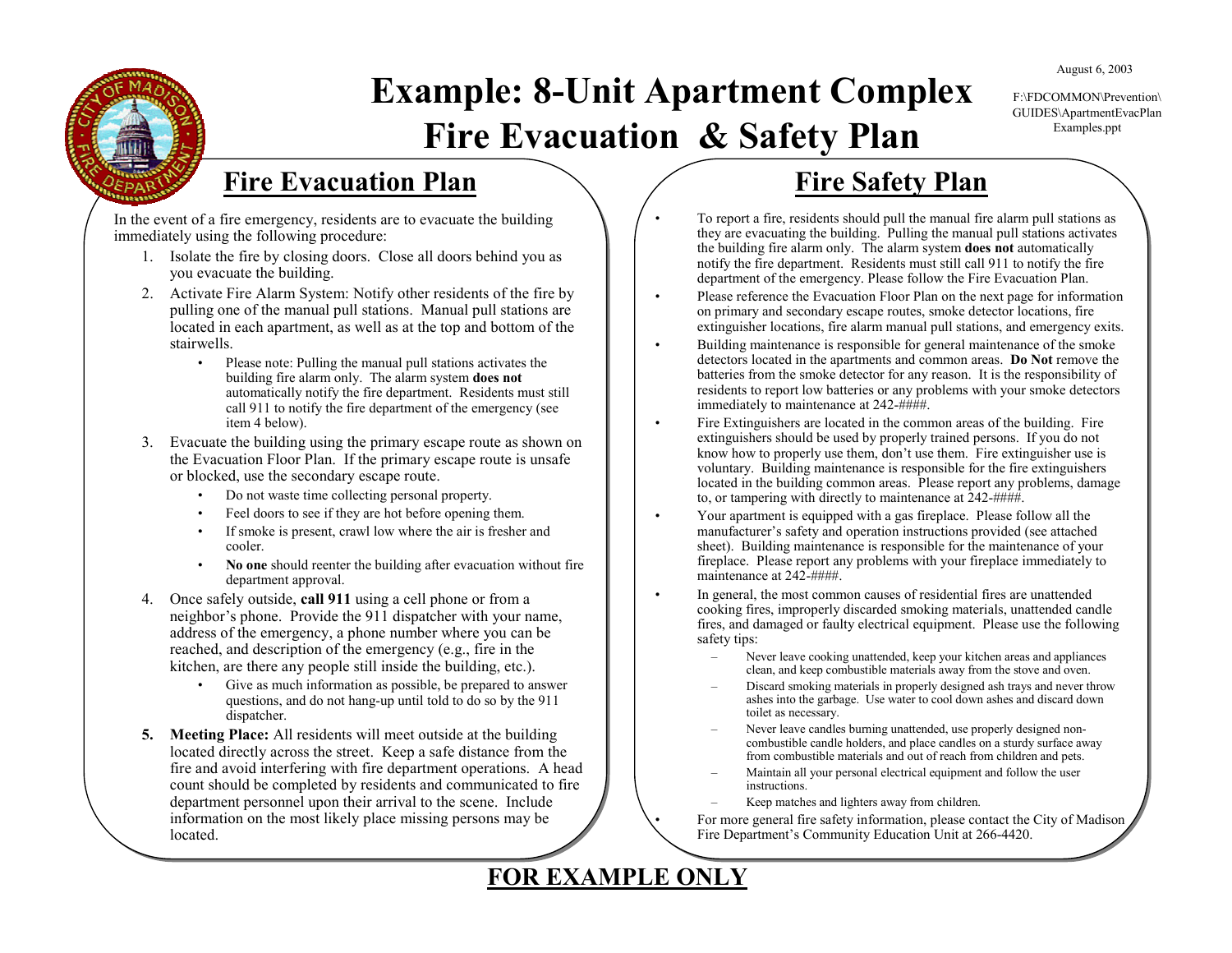August 6, 2003

F:\FDCOMMON\Prevention\GUIDES\ApartmentEvacPlan Examples.ppt

# Example: 8-Unit Apartment Complex Fire Evacuation & Safety Plan

## Fire Evacuation Plan

In the event of a fire emergency, residents are to evacuate the building immediately using the following procedure:

1. Isolate the fire by closing doors. Close all doors behind you as you evacuate the building.
2. Activate Fire Alarm System: Notify other residents of the fire by pulling one of the manual pull stations. Manual pull stations are located in each apartment, as well as at the top and bottom of the stairwells.
   - Please note: Pulling the manual pull stations activates the building fire alarm only. The alarm system **does not** automatically notify the fire department. Residents must still call 911 to notify the fire department of the emergency (see item 4 below).
3. Evacuate the building using the primary escape route as shown on the Evacuation Floor Plan. If the primary escape route is unsafe or blocked, use the secondary escape route.
   - Do not waste time collecting personal property.
   - Feel doors to see if they are hot before opening them.
   - If smoke is present, crawl low where the air is fresher and cooler.
   - **No one** should reenter the building after evacuation without fire department approval.
4. Once safely outside, **call 911** using a cell phone or from a neighbor's phone. Provide the 911 dispatcher with your name, address of the emergency, a phone number where you can be reached, and description of the emergency (e.g., fire in the kitchen, are there any people still inside the building, etc.).
   - Give as much information as possible, be prepared to answer questions, and do not hang-up until told to do so by the 911 dispatcher.
5. **Meeting Place:** All residents will meet outside at the building located directly across the street. Keep a safe distance from the fire and avoid interfering with fire department operations. A head count should be completed by residents and communicated to fire department personnel upon their arrival to the scene. Include information on the most likely place missing persons may be located.

## Fire Safety Plan

- To report a fire, residents should pull the manual fire alarm pull stations as they are evacuating the building. Pulling the manual pull stations activates the building fire alarm only. The alarm system **does not** automatically notify the fire department. Residents must still call 911 to notify the fire department of the emergency. Please follow the Fire Evacuation Plan.
- Please reference the Evacuation Floor Plan on the next page for information on primary and secondary escape routes, smoke detector locations, fire extinguisher locations, fire alarm manual pull stations, and emergency exits.
- Building maintenance is responsible for general maintenance of the smoke detectors located in the apartments and common areas. **Do Not** remove the batteries from the smoke detector for any reason. It is the responsibility of residents to report low batteries or any problems with your smoke detectors immediately to maintenance at 242-####.
- Fire Extinguishers are located in the common areas of the building. Fire extinguishers should be used by properly trained persons. If you do not know how to properly use them, don't use them. Fire extinguisher use is voluntary. Building maintenance is responsible for the fire extinguishers located in the building common areas. Please report any problems, damage to, or tampering with directly to maintenance at 242-####.
- Your apartment is equipped with a gas fireplace. Please follow all the manufacturer's safety and operation instructions provided (see attached sheet). Building maintenance is responsible for the maintenance of your fireplace. Please report any problems with your fireplace immediately to maintenance at 242-####.
- In general, the most common causes of residential fires are unattended cooking fires, improperly discarded smoking materials, unattended candle fires, and damaged or faulty electrical equipment. Please use the following safety tips:
  - Never leave cooking unattended, keep your kitchen areas and appliances clean, and keep combustible materials away from the stove and oven.
  - Discard smoking materials in properly designed ash trays and never throw ashes into the garbage. Use water to cool down ashes and discard down toilet as necessary.
  - Never leave candles burning unattended, use properly designed non-combustible candle holders, and place candles on a sturdy surface away from combustible materials and out of reach from children and pets.
  - Maintain all your personal electrical equipment and follow the user instructions.
  - Keep matches and lighters away from children.
- For more general fire safety information, please contact the City of Madison Fire Department's Community Education Unit at 266-4420.

**FOR EXAMPLE ONLY**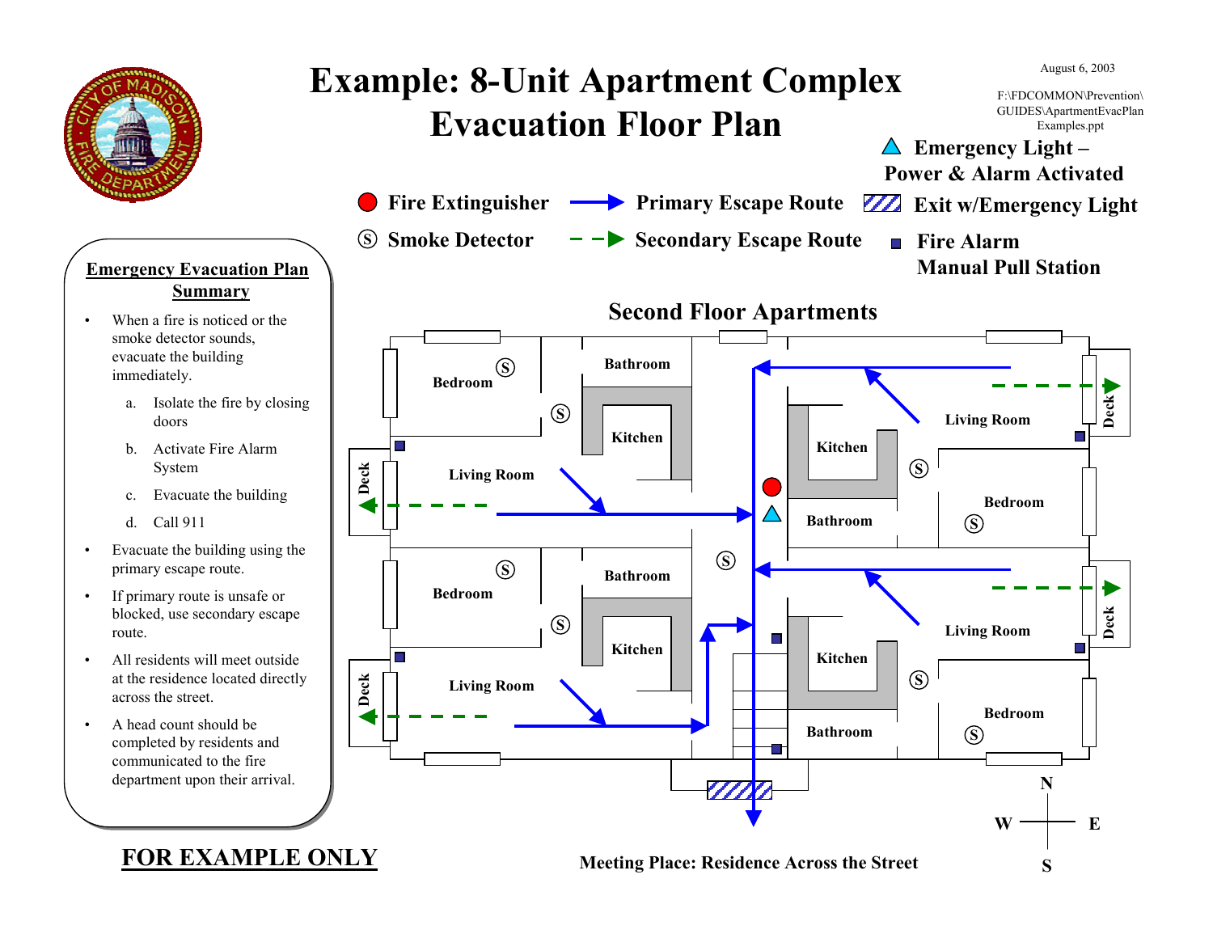# Example: 8-Unit Apartment Complex Evacuation Floor Plan

August 6, 2003

F:\FDCOMMON\Prevention\GUIDES\ApartmentEvacPlanExamples.ppt

**Legend:**

- Fire Extinguisher
- Smoke Detector
- Primary Escape Route
- Secondary Escape Route
- Emergency Light – Power & Alarm Activated
- Exit w/Emergency Light
- Fire Alarm Manual Pull Station

## Emergency Evacuation Plan Summary

- When a fire is noticed or the smoke detector sounds, evacuate the building immediately.
  a. Isolate the fire by closing doors
  b. Activate Fire Alarm System
  c. Evacuate the building
  d. Call 911
- Evacuate the building using the primary escape route.
- If primary route is unsafe or blocked, use secondary escape route.
- All residents will meet outside at the residence located directly across the street.
- A head count should be completed by residents and communicated to the fire department upon their arrival.

**FOR EXAMPLE ONLY**

## Second Floor Apartments

Bedroom, Bathroom, Kitchen, Living Room, Deck (each unit)

N, W, E, S

**Meeting Place: Residence Across the Street**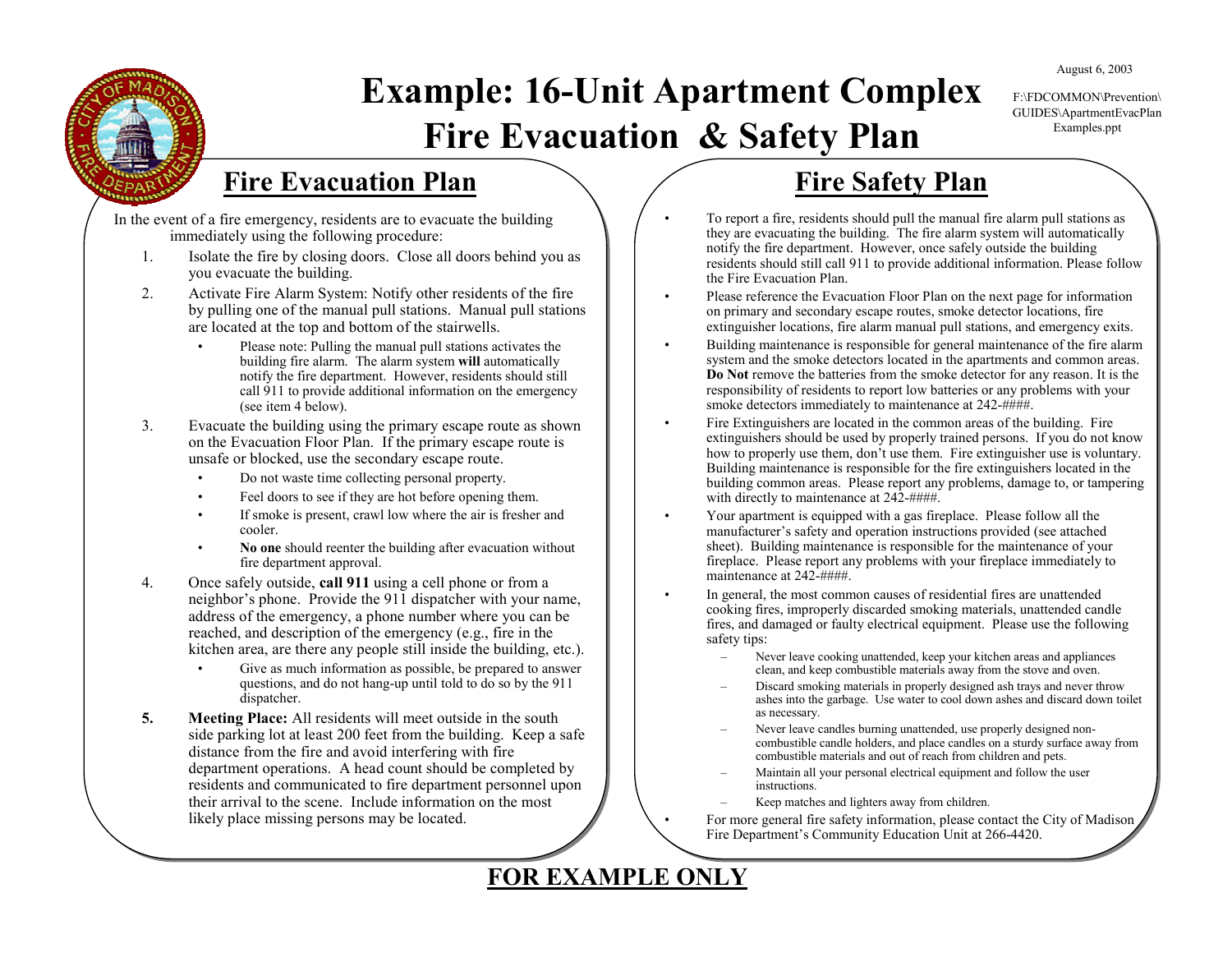August 6, 2003

F:\FDCOMMON\Prevention\GUIDES\ApartmentEvacPlanExamples.ppt

# Example: 16-Unit Apartment Complex Fire Evacuation & Safety Plan

## Fire Evacuation Plan

In the event of a fire emergency, residents are to evacuate the building immediately using the following procedure:

1. Isolate the fire by closing doors. Close all doors behind you as you evacuate the building.
2. Activate Fire Alarm System: Notify other residents of the fire by pulling one of the manual pull stations. Manual pull stations are located at the top and bottom of the stairwells.
   - Please note: Pulling the manual pull stations activates the building fire alarm. The alarm system **will** automatically notify the fire department. However, residents should still call 911 to provide additional information on the emergency (see item 4 below).
3. Evacuate the building using the primary escape route as shown on the Evacuation Floor Plan. If the primary escape route is unsafe or blocked, use the secondary escape route.
   - Do not waste time collecting personal property.
   - Feel doors to see if they are hot before opening them.
   - If smoke is present, crawl low where the air is fresher and cooler.
   - **No one** should reenter the building after evacuation without fire department approval.
4. Once safely outside, **call 911** using a cell phone or from a neighbor's phone. Provide the 911 dispatcher with your name, address of the emergency, a phone number where you can be reached, and description of the emergency (e.g., fire in the kitchen area, are there any people still inside the building, etc.).
   - Give as much information as possible, be prepared to answer questions, and do not hang-up until told to do so by the 911 dispatcher.
5. **Meeting Place:** All residents will meet outside in the south side parking lot at least 200 feet from the building. Keep a safe distance from the fire and avoid interfering with fire department operations. A head count should be completed by residents and communicated to fire department personnel upon their arrival to the scene. Include information on the most likely place missing persons may be located.

## Fire Safety Plan

- To report a fire, residents should pull the manual fire alarm pull stations as they are evacuating the building. The fire alarm system will automatically notify the fire department. However, once safely outside the building residents should still call 911 to provide additional information. Please follow the Fire Evacuation Plan.
- Please reference the Evacuation Floor Plan on the next page for information on primary and secondary escape routes, smoke detector locations, fire extinguisher locations, fire alarm manual pull stations, and emergency exits.
- Building maintenance is responsible for general maintenance of the fire alarm system and the smoke detectors located in the apartments and common areas. **Do Not** remove the batteries from the smoke detector for any reason. It is the responsibility of residents to report low batteries or any problems with your smoke detectors immediately to maintenance at 242-####.
- Fire Extinguishers are located in the common areas of the building. Fire extinguishers should be used by properly trained persons. If you do not know how to properly use them, don't use them. Fire extinguisher use is voluntary. Building maintenance is responsible for the fire extinguishers located in the building common areas. Please report any problems, damage to, or tampering with directly to maintenance at 242-####.
- Your apartment is equipped with a gas fireplace. Please follow all the manufacturer's safety and operation instructions provided (see attached sheet). Building maintenance is responsible for the maintenance of your fireplace. Please report any problems with your fireplace immediately to maintenance at 242-####.
- In general, the most common causes of residential fires are unattended cooking fires, improperly discarded smoking materials, unattended candle fires, and damaged or faulty electrical equipment. Please use the following safety tips:
  - Never leave cooking unattended, keep your kitchen areas and appliances clean, and keep combustible materials away from the stove and oven.
  - Discard smoking materials in properly designed ash trays and never throw ashes into the garbage. Use water to cool down ashes and discard down toilet as necessary.
  - Never leave candles burning unattended, use properly designed non-combustible candle holders, and place candles on a sturdy surface away from combustible materials and out of reach from children and pets.
  - Maintain all your personal electrical equipment and follow the user instructions.
  - Keep matches and lighters away from children.
- For more general fire safety information, please contact the City of Madison Fire Department's Community Education Unit at 266-4420.

**FOR EXAMPLE ONLY**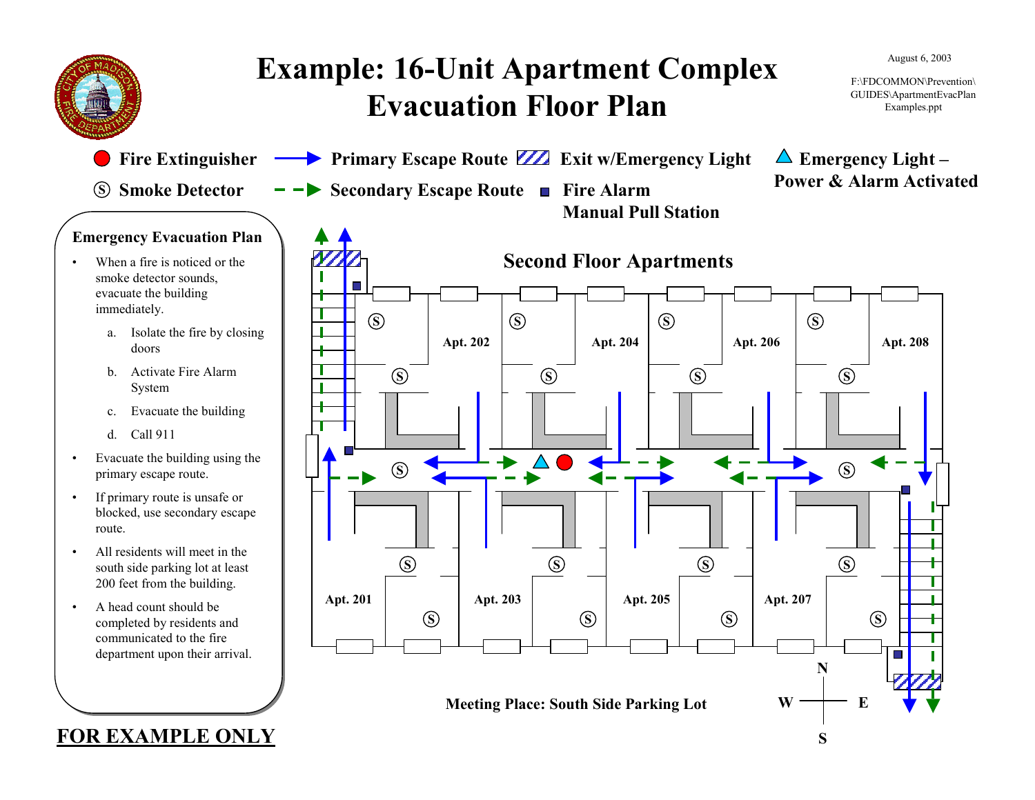# Example: 16-Unit Apartment Complex Evacuation Floor Plan

August 6, 2003

F:\FDCOMMON\Prevention\GUIDES\ApartmentEvacPlanExamples.ppt

**Fire Extinguisher**

**Smoke Detector**

**Primary Escape Route**

**Secondary Escape Route**

**Exit w/Emergency Light**

**Fire Alarm Manual Pull Station**

**Emergency Light – Power & Alarm Activated**

## Emergency Evacuation Plan

- When a fire is noticed or the smoke detector sounds, evacuate the building immediately.
  a. Isolate the fire by closing doors
  b. Activate Fire Alarm System
  c. Evacuate the building
  d. Call 911
- Evacuate the building using the primary escape route.
- If primary route is unsafe or blocked, use secondary escape route.
- All residents will meet in the south side parking lot at least 200 feet from the building.
- A head count should be completed by residents and communicated to the fire department upon their arrival.

**Second Floor Apartments**

Apt. 202
Apt. 204
Apt. 206
Apt. 208
Apt. 201
Apt. 203
Apt. 205
Apt. 207

N
W
E
S

**Meeting Place: South Side Parking Lot**

**FOR EXAMPLE ONLY**